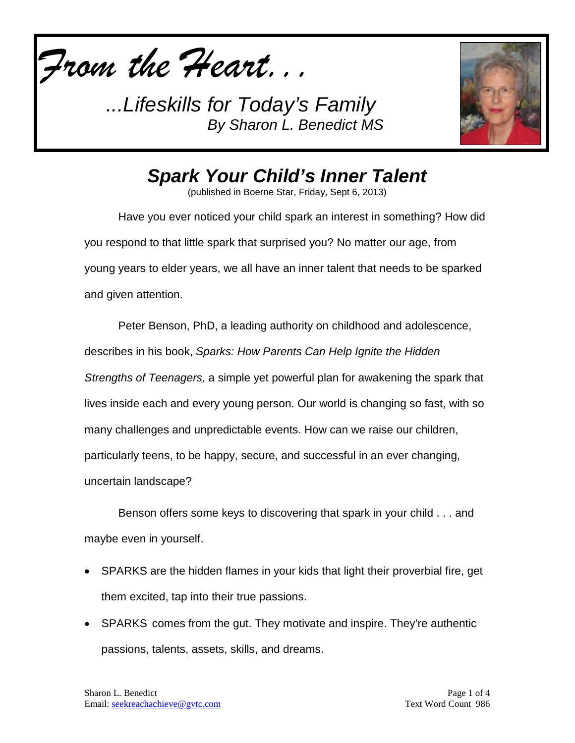*From the Heart. . .*

*...Lifeskills for Today's Family*
*By Sharon L. Benedict MS*

# *Spark Your Child's Inner Talent*

(published in Boerne Star, Friday, Sept 6, 2013)

Have you ever noticed your child spark an interest in something? How did you respond to that little spark that surprised you? No matter our age, from young years to elder years, we all have an inner talent that needs to be sparked and given attention.

Peter Benson, PhD, a leading authority on childhood and adolescence, describes in his book, *Sparks: How Parents Can Help Ignite the Hidden Strengths of Teenagers,* a simple yet powerful plan for awakening the spark that lives inside each and every young person. Our world is changing so fast, with so many challenges and unpredictable events. How can we raise our children, particularly teens, to be happy, secure, and successful in an ever changing, uncertain landscape?

Benson offers some keys to discovering that spark in your child . . . and maybe even in yourself.

- SPARKS are the hidden flames in your kids that light their proverbial fire, get them excited, tap into their true passions.
- SPARKS comes from the gut. They motivate and inspire. They're authentic passions, talents, assets, skills, and dreams.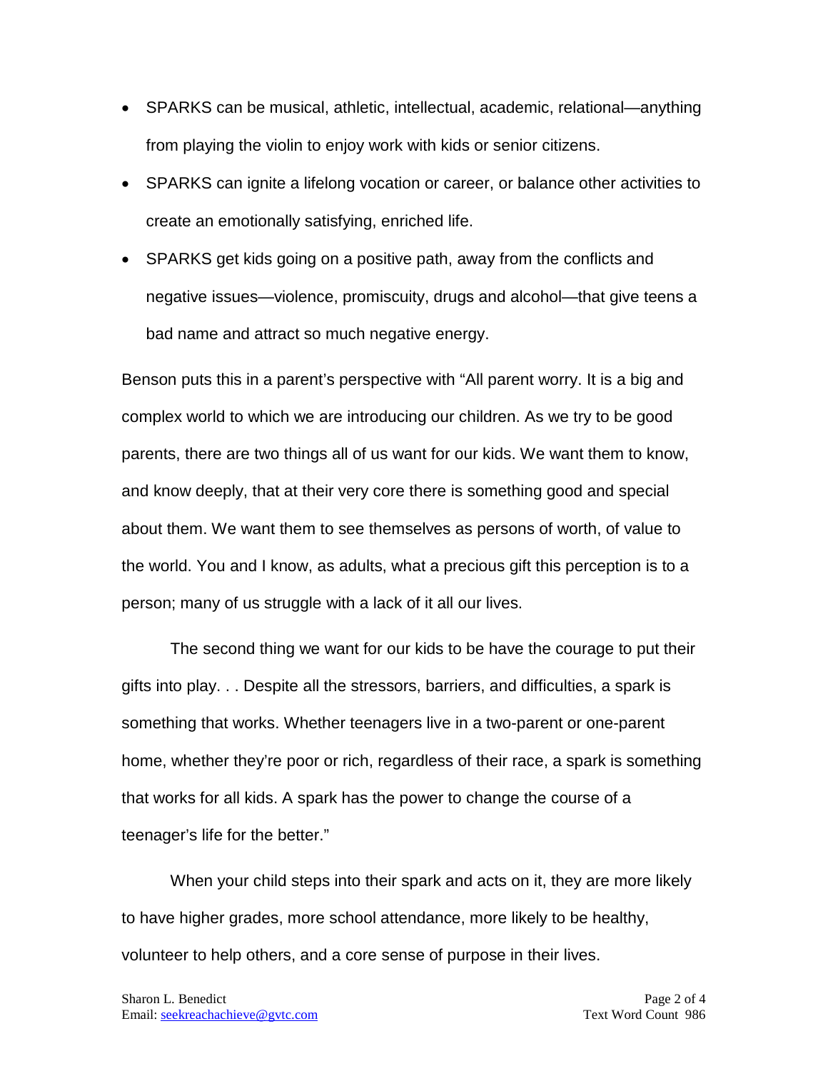- SPARKS can be musical, athletic, intellectual, academic, relational—anything from playing the violin to enjoy work with kids or senior citizens.
- SPARKS can ignite a lifelong vocation or career, or balance other activities to create an emotionally satisfying, enriched life.
- SPARKS get kids going on a positive path, away from the conflicts and negative issues—violence, promiscuity, drugs and alcohol—that give teens a bad name and attract so much negative energy.

Benson puts this in a parent's perspective with "All parent worry. It is a big and complex world to which we are introducing our children. As we try to be good parents, there are two things all of us want for our kids. We want them to know, and know deeply, that at their very core there is something good and special about them. We want them to see themselves as persons of worth, of value to the world. You and I know, as adults, what a precious gift this perception is to a person; many of us struggle with a lack of it all our lives.

The second thing we want for our kids to be have the courage to put their gifts into play. . . Despite all the stressors, barriers, and difficulties, a spark is something that works. Whether teenagers live in a two-parent or one-parent home, whether they're poor or rich, regardless of their race, a spark is something that works for all kids. A spark has the power to change the course of a teenager's life for the better."

When your child steps into their spark and acts on it, they are more likely to have higher grades, more school attendance, more likely to be healthy, volunteer to help others, and a core sense of purpose in their lives.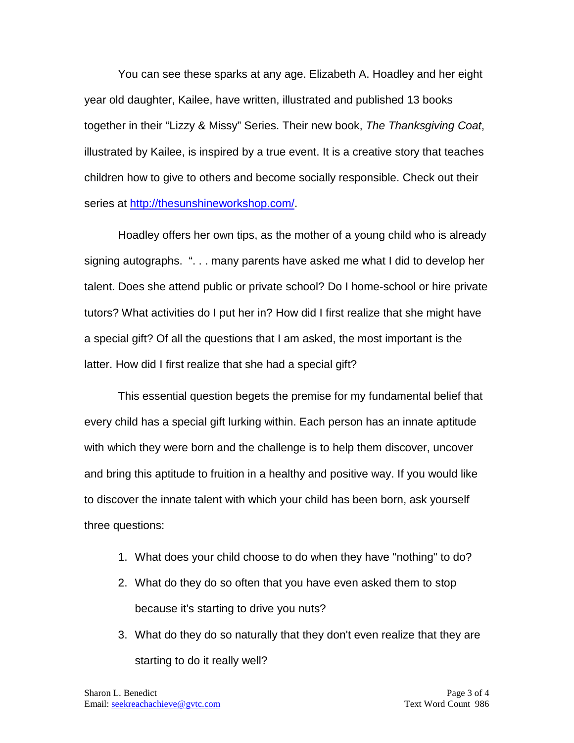You can see these sparks at any age. Elizabeth A. Hoadley and her eight year old daughter, Kailee, have written, illustrated and published 13 books together in their "Lizzy & Missy" Series. Their new book, *The Thanksgiving Coat*, illustrated by Kailee, is inspired by a true event. It is a creative story that teaches children how to give to others and become socially responsible. Check out their series at [http://thesunshineworkshop.com/](http://thesunshineworkshop.com/).

Hoadley offers her own tips, as the mother of a young child who is already signing autographs. ". . . many parents have asked me what I did to develop her talent. Does she attend public or private school? Do I home-school or hire private tutors? What activities do I put her in? How did I first realize that she might have a special gift? Of all the questions that I am asked, the most important is the latter. How did I first realize that she had a special gift?

This essential question begets the premise for my fundamental belief that every child has a special gift lurking within. Each person has an innate aptitude with which they were born and the challenge is to help them discover, uncover and bring this aptitude to fruition in a healthy and positive way. If you would like to discover the innate talent with which your child has been born, ask yourself three questions:

1. What does your child choose to do when they have "nothing" to do?
2. What do they do so often that you have even asked them to stop because it's starting to drive you nuts?
3. What do they do so naturally that they don't even realize that they are starting to do it really well?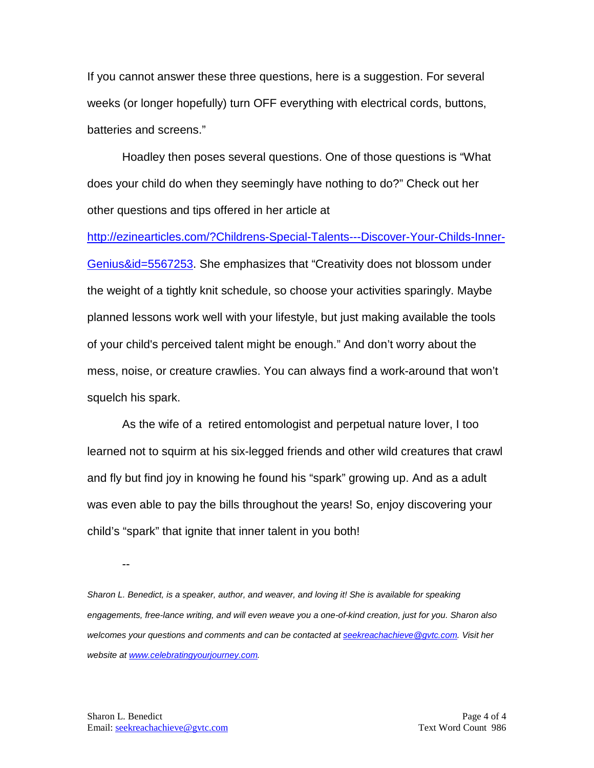If you cannot answer these three questions, here is a suggestion. For several weeks (or longer hopefully) turn OFF everything with electrical cords, buttons, batteries and screens."

Hoadley then poses several questions. One of those questions is "What does your child do when they seemingly have nothing to do?" Check out her other questions and tips offered in her article at [http://ezinearticles.com/?Childrens-Special-Talents---Discover-Your-Childs-Inner-Genius&id=5567253](http://ezinearticles.com/?Childrens-Special-Talents---Discover-Your-Childs-Inner-Genius&id=5567253). She emphasizes that "Creativity does not blossom under the weight of a tightly knit schedule, so choose your activities sparingly. Maybe planned lessons work well with your lifestyle, but just making available the tools of your child's perceived talent might be enough." And don't worry about the mess, noise, or creature crawlies. You can always find a work-around that won't squelch his spark.

As the wife of a  retired entomologist and perpetual nature lover, I too learned not to squirm at his six-legged friends and other wild creatures that crawl and fly but find joy in knowing he found his "spark" growing up. And as a adult was even able to pay the bills throughout the years! So, enjoy discovering your child's "spark" that ignite that inner talent in you both!

--

*Sharon L. Benedict, is a speaker, author, and weaver, and loving it! She is available for speaking engagements, free-lance writing, and will even weave you a one-of-kind creation, just for you. Sharon also welcomes your questions and comments and can be contacted at [seekreachachieve@gvtc.com](mailto:seekreachachieve@gvtc.com). Visit her website at [www.celebratingyourjourney.com](http://www.celebratingyourjourney.com).*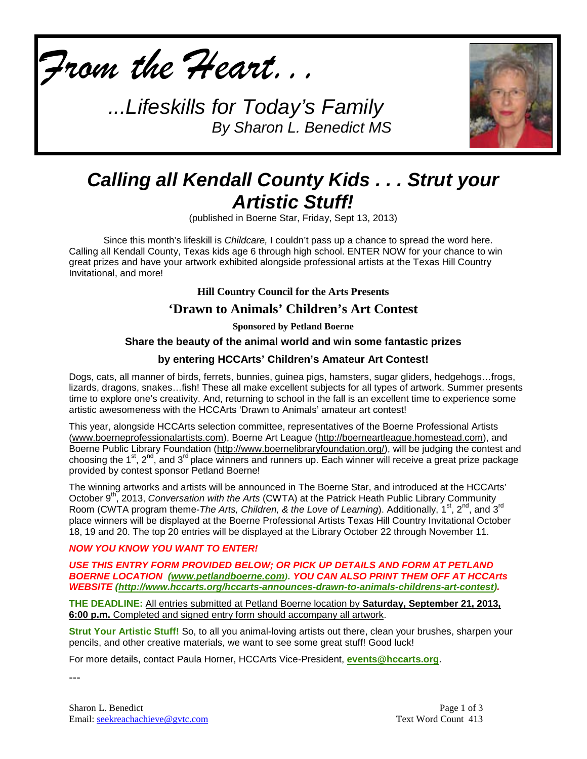# *From the Heart. . .*

## *...Lifeskills for Today's Family*

*By Sharon L. Benedict MS*

# *Calling all Kendall County Kids . . . Strut your Artistic Stuff!*

(published in Boerne Star, Friday, Sept 13, 2013)

Since this month's lifeskill is *Childcare,* I couldn't pass up a chance to spread the word here. Calling all Kendall County, Texas kids age 6 through high school. ENTER NOW for your chance to win great prizes and have your artwork exhibited alongside professional artists at the Texas Hill Country Invitational, and more!

**Hill Country Council for the Arts Presents**

### 'Drawn to Animals' Children's Art Contest

**Sponsored by Petland Boerne**

**Share the beauty of the animal world and win some fantastic prizes**

**by entering HCCArts' Children's Amateur Art Contest!**

Dogs, cats, all manner of birds, ferrets, bunnies, guinea pigs, hamsters, sugar gliders, hedgehogs…frogs, lizards, dragons, snakes…fish! These all make excellent subjects for all types of artwork. Summer presents time to explore one's creativity. And, returning to school in the fall is an excellent time to experience some artistic awesomeness with the HCCArts 'Drawn to Animals' amateur art contest!

This year, alongside HCCArts selection committee, representatives of the Boerne Professional Artists (www.boerneprofessionalartists.com), Boerne Art League (http://boerneartleague.homestead.com), and Boerne Public Library Foundation (http://www.boernelibraryfoundation.org/), will be judging the contest and choosing the 1st, 2nd, and 3rd place winners and runners up. Each winner will receive a great prize package provided by contest sponsor Petland Boerne!

The winning artworks and artists will be announced in The Boerne Star, and introduced at the HCCArts' October 9th, 2013, *Conversation with the Arts* (CWTA) at the Patrick Heath Public Library Community Room (CWTA program theme-*The Arts, Children, & the Love of Learning*). Additionally, 1st, 2nd, and 3rd place winners will be displayed at the Boerne Professional Artists Texas Hill Country Invitational October 18, 19 and 20. The top 20 entries will be displayed at the Library October 22 through November 11.

***NOW YOU KNOW YOU WANT TO ENTER!***

***USE THIS ENTRY FORM PROVIDED BELOW; OR PICK UP DETAILS AND FORM AT PETLAND BOERNE LOCATION (www.petlandboerne.com). YOU CAN ALSO PRINT THEM OFF AT HCCArts WEBSITE (http://www.hccarts.org/hccarts-announces-drawn-to-animals-childrens-art-contest).***

**THE DEADLINE:** All entries submitted at Petland Boerne location by **Saturday, September 21, 2013, 6:00 p.m.** Completed and signed entry form should accompany all artwork.

**Strut Your Artistic Stuff!** So, to all you animal-loving artists out there, clean your brushes, sharpen your pencils, and other creative materials, we want to see some great stuff! Good luck!

For more details, contact Paula Horner, HCCArts Vice-President, **events@hccarts.org**.

---

Sharon L. Benedict
Email: seekreachachieve@gvtc.com

Text Word Count 413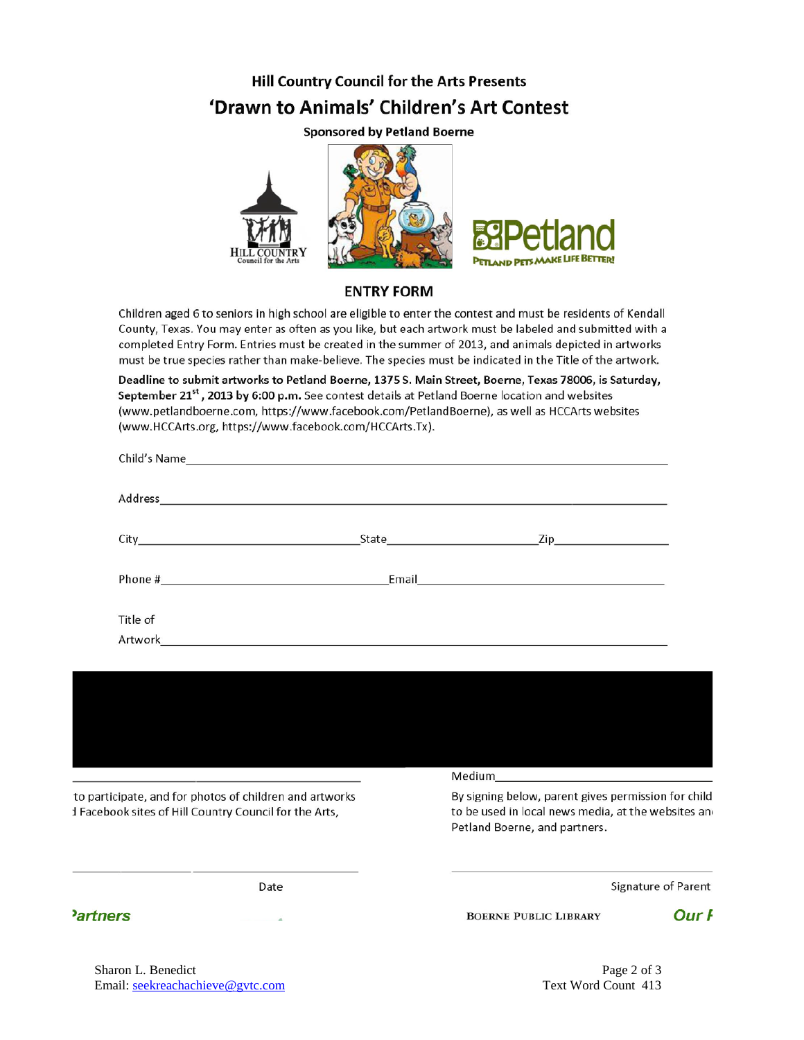Hill Country Council for the Arts Presents

# 'Drawn to Animals' Children's Art Contest

**Sponsored by Petland Boerne**

HILL COUNTRY Council for the Arts

Petland
PETLAND PETS MAKE LIFE BETTER!

## ENTRY FORM

Children aged 6 to seniors in high school are eligible to enter the contest and must be residents of Kendall County, Texas. You may enter as often as you like, but each artwork must be labeled and submitted with a completed Entry Form. Entries must be created in the summer of 2013, and animals depicted in artworks must be true species rather than make-believe. The species must be indicated in the Title of the artwork.

**Deadline to submit artworks to Petland Boerne, 1375 S. Main Street, Boerne, Texas 78006, is Saturday, September 21st, 2013 by 6:00 p.m.** See contest details at Petland Boerne location and websites (www.petlandboerne.com, https://www.facebook.com/PetlandBoerne), as well as HCCArts websites (www.HCCArts.org, https://www.facebook.com/HCCArts.Tx).

Child's Name\_\_\_\_\_\_\_\_\_\_\_\_\_\_\_\_\_\_\_\_\_\_\_\_\_\_\_\_\_\_\_\_\_\_\_\_\_\_\_\_

Address\_\_\_\_\_\_\_\_\_\_\_\_\_\_\_\_\_\_\_\_\_\_\_\_\_\_\_\_\_\_\_\_\_\_\_\_\_\_\_\_

City\_\_\_\_\_\_\_\_\_\_\_\_\_\_\_\_\_\_\_\_ State\_\_\_\_\_\_\_\_\_\_\_\_\_\_ Zip\_\_\_\_\_\_\_\_\_\_\_\_

Phone #\_\_\_\_\_\_\_\_\_\_\_\_\_\_\_\_\_\_\_\_ Email\_\_\_\_\_\_\_\_\_\_\_\_\_\_\_\_\_\_\_\_

Title of Artwork\_\_\_\_\_\_\_\_\_\_\_\_\_\_\_\_\_\_\_\_\_\_\_\_\_\_\_\_\_\_\_\_\_\_\_\_\_\_\_\_

\_\_\_\_\_\_\_\_\_\_\_\_\_\_\_\_\_\_\_\_ Medium\_\_\_\_\_\_\_\_\_\_\_\_\_\_\_\_\_\_\_\_

By signing below, parent gives permission for child to participate, and for photos of children and artworks to be used in local news media, at the websites an[d] Facebook sites of Hill Country Council for the Arts, Petland Boerne, and partners.

\_\_\_\_\_\_\_\_\_\_\_\_\_\_\_\_\_\_\_\_ \_\_\_\_\_\_\_\_\_\_\_\_\_\_\_\_\_\_\_\_

Date Signature of Parent

[P]artners BOERNE PUBLIC LIBRARY Our F

Sharon L. Benedict
Email: seekreachachieve@gvtc.com

Text Word Count 413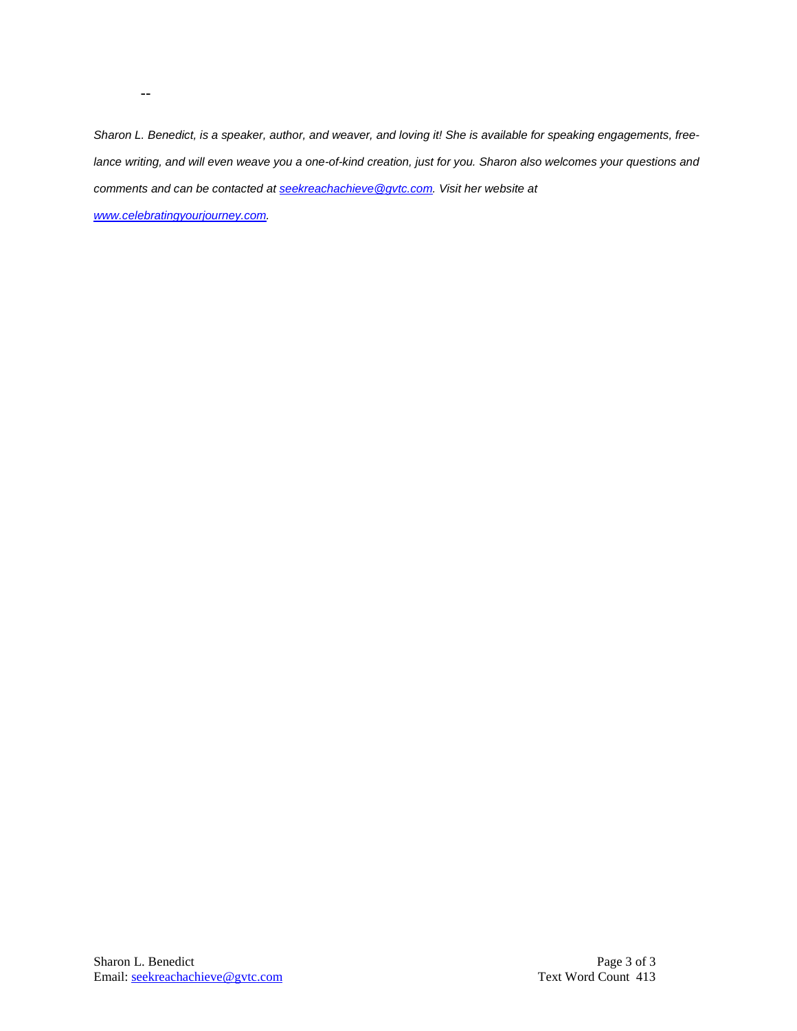--

*Sharon L. Benedict, is a speaker, author, and weaver, and loving it! She is available for speaking engagements, free-lance writing, and will even weave you a one-of-kind creation, just for you. Sharon also welcomes your questions and comments and can be contacted at [seekreachachieve@gvtc.com](mailto:seekreachachieve@gvtc.com). Visit her website at [www.celebratingyourjourney.com](http://www.celebratingyourjourney.com).*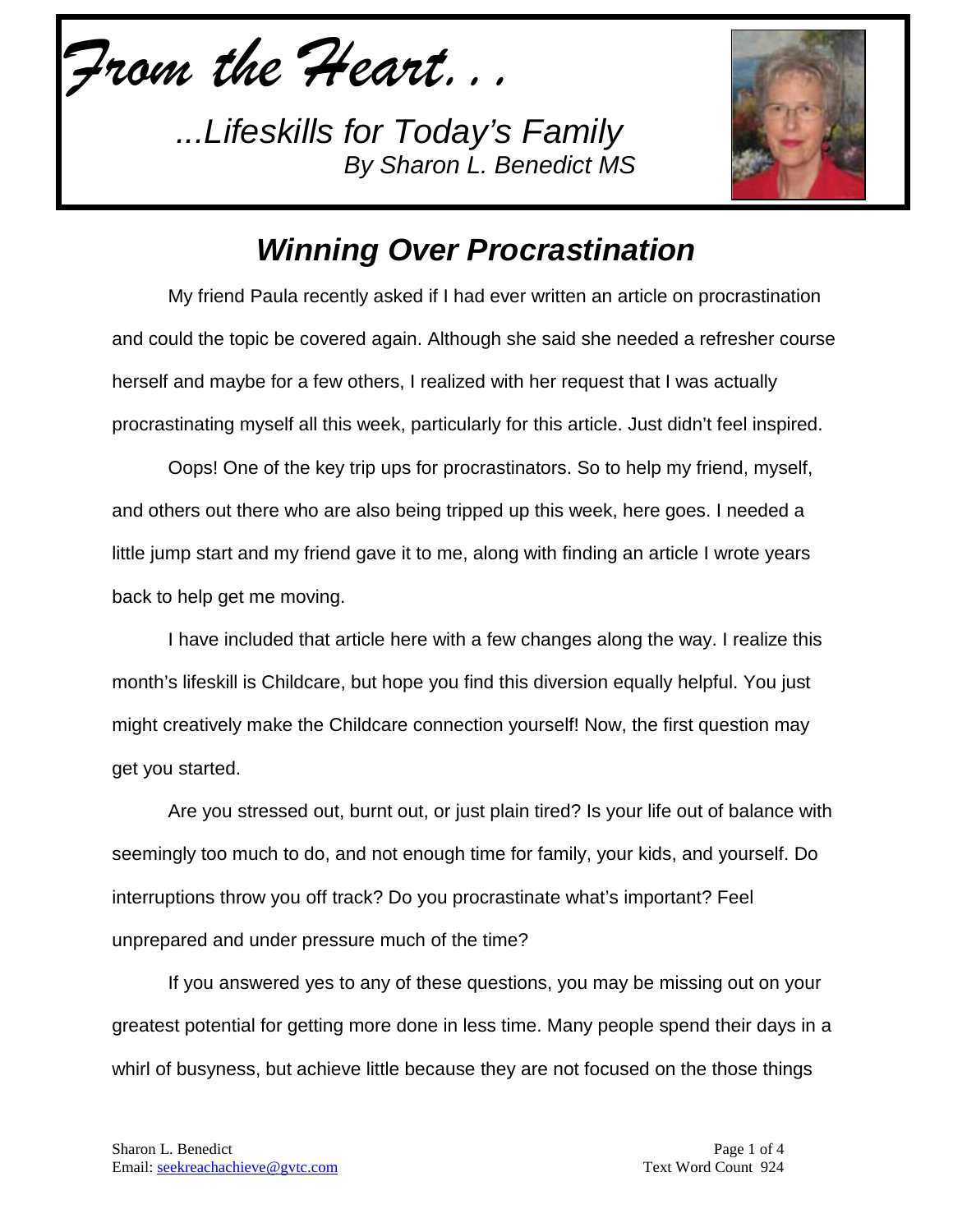*From the Heart. . .*

*...Lifeskills for Today's Family*
*By Sharon L. Benedict MS*

## *Winning Over Procrastination*

My friend Paula recently asked if I had ever written an article on procrastination and could the topic be covered again. Although she said she needed a refresher course herself and maybe for a few others, I realized with her request that I was actually procrastinating myself all this week, particularly for this article. Just didn't feel inspired.

Oops! One of the key trip ups for procrastinators. So to help my friend, myself, and others out there who are also being tripped up this week, here goes. I needed a little jump start and my friend gave it to me, along with finding an article I wrote years back to help get me moving.

I have included that article here with a few changes along the way. I realize this month's lifeskill is Childcare, but hope you find this diversion equally helpful. You just might creatively make the Childcare connection yourself! Now, the first question may get you started.

Are you stressed out, burnt out, or just plain tired? Is your life out of balance with seemingly too much to do, and not enough time for family, your kids, and yourself. Do interruptions throw you off track? Do you procrastinate what's important? Feel unprepared and under pressure much of the time?

If you answered yes to any of these questions, you may be missing out on your greatest potential for getting more done in less time. Many people spend their days in a whirl of busyness, but achieve little because they are not focused on the those things

Sharon L. Benedict
Email: seekreachachieve@gvtc.com

Text Word Count 924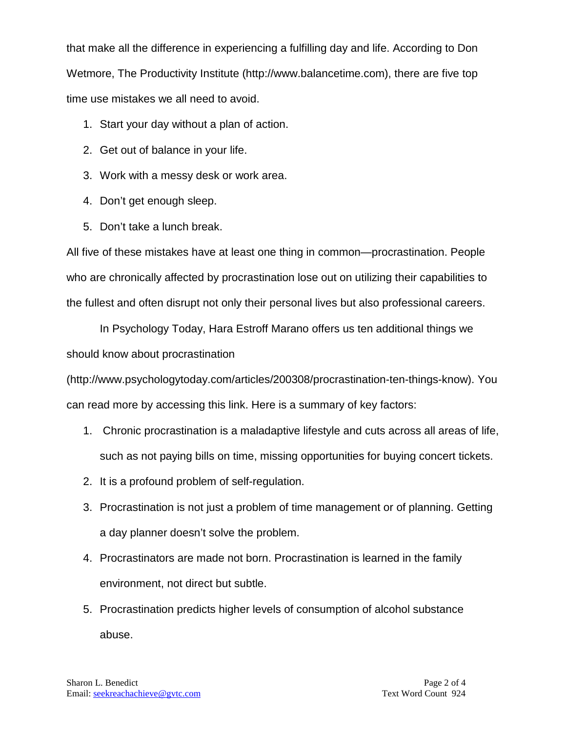that make all the difference in experiencing a fulfilling day and life. According to Don Wetmore, The Productivity Institute (http://www.balancetime.com), there are five top time use mistakes we all need to avoid.

1. Start your day without a plan of action.
2. Get out of balance in your life.
3. Work with a messy desk or work area.
4. Don't get enough sleep.
5. Don't take a lunch break.

All five of these mistakes have at least one thing in common—procrastination. People who are chronically affected by procrastination lose out on utilizing their capabilities to the fullest and often disrupt not only their personal lives but also professional careers.

In Psychology Today, Hara Estroff Marano offers us ten additional things we should know about procrastination (http://www.psychologytoday.com/articles/200308/procrastination-ten-things-know). You can read more by accessing this link. Here is a summary of key factors:

1. Chronic procrastination is a maladaptive lifestyle and cuts across all areas of life, such as not paying bills on time, missing opportunities for buying concert tickets.
2. It is a profound problem of self-regulation.
3. Procrastination is not just a problem of time management or of planning. Getting a day planner doesn't solve the problem.
4. Procrastinators are made not born. Procrastination is learned in the family environment, not direct but subtle.
5. Procrastination predicts higher levels of consumption of alcohol substance abuse.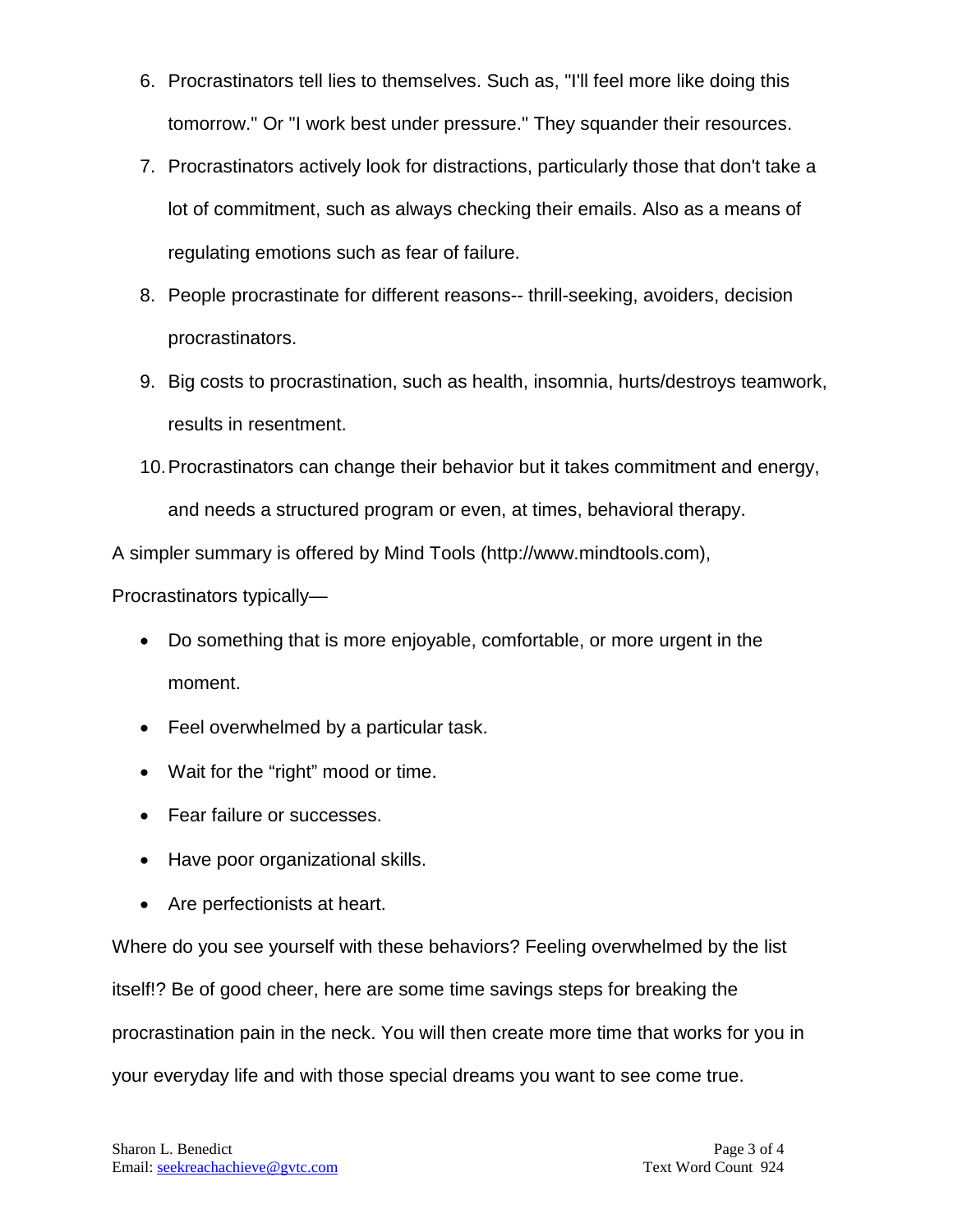6. Procrastinators tell lies to themselves. Such as, "I'll feel more like doing this tomorrow." Or "I work best under pressure." They squander their resources.
7. Procrastinators actively look for distractions, particularly those that don't take a lot of commitment, such as always checking their emails. Also as a means of regulating emotions such as fear of failure.
8. People procrastinate for different reasons-- thrill-seeking, avoiders, decision procrastinators.
9. Big costs to procrastination, such as health, insomnia, hurts/destroys teamwork, results in resentment.
10. Procrastinators can change their behavior but it takes commitment and energy, and needs a structured program or even, at times, behavioral therapy.

A simpler summary is offered by Mind Tools (http://www.mindtools.com), Procrastinators typically—

- Do something that is more enjoyable, comfortable, or more urgent in the moment.
- Feel overwhelmed by a particular task.
- Wait for the “right” mood or time.
- Fear failure or successes.
- Have poor organizational skills.
- Are perfectionists at heart.

Where do you see yourself with these behaviors? Feeling overwhelmed by the list itself!? Be of good cheer, here are some time savings steps for breaking the procrastination pain in the neck. You will then create more time that works for you in your everyday life and with those special dreams you want to see come true.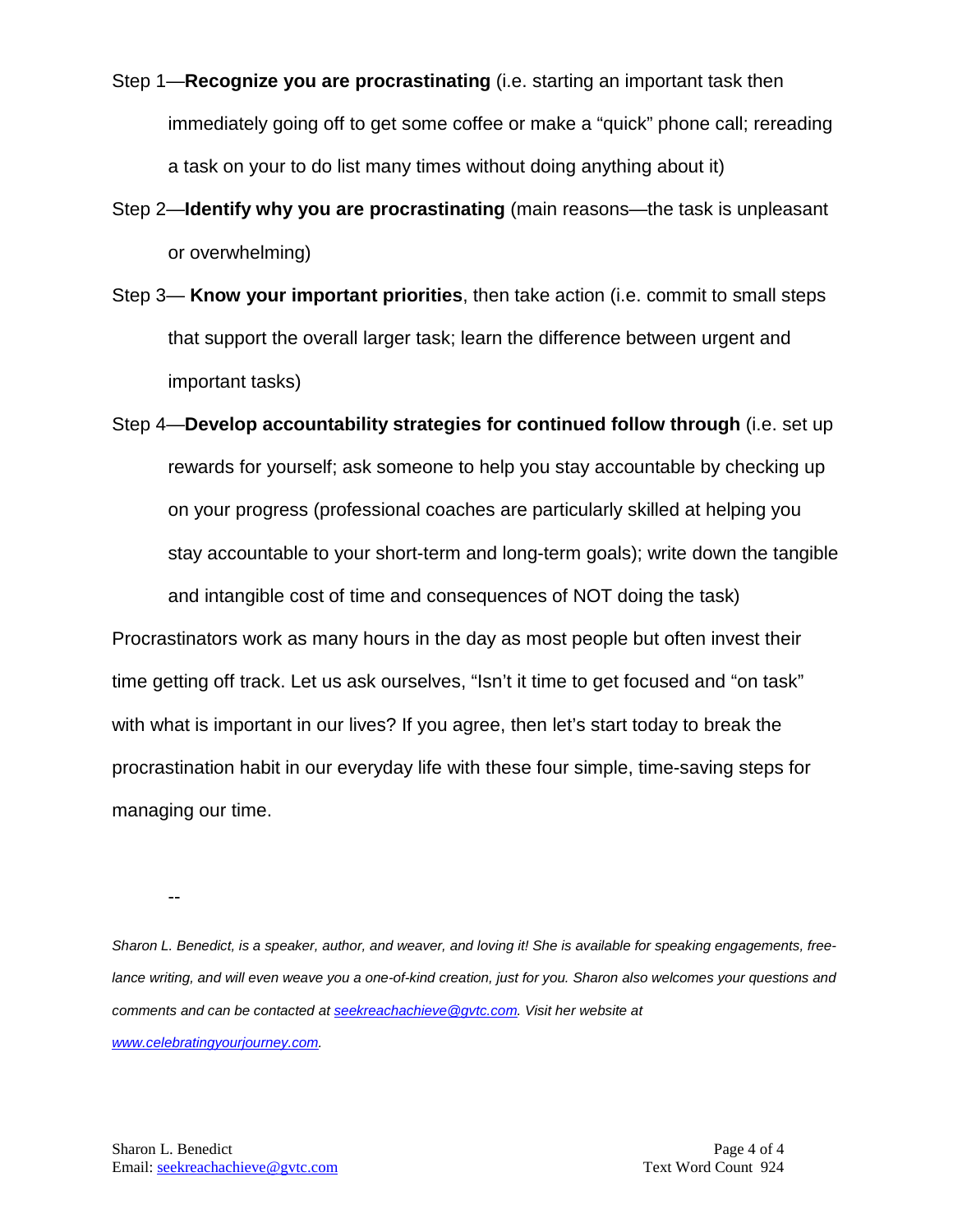Step 1—**Recognize you are procrastinating** (i.e. starting an important task then immediately going off to get some coffee or make a "quick" phone call; rereading a task on your to do list many times without doing anything about it)

Step 2—**Identify why you are procrastinating** (main reasons—the task is unpleasant or overwhelming)

Step 3— **Know your important priorities**, then take action (i.e. commit to small steps that support the overall larger task; learn the difference between urgent and important tasks)

Step 4—**Develop accountability strategies for continued follow through** (i.e. set up rewards for yourself; ask someone to help you stay accountable by checking up on your progress (professional coaches are particularly skilled at helping you stay accountable to your short-term and long-term goals); write down the tangible and intangible cost of time and consequences of NOT doing the task)

Procrastinators work as many hours in the day as most people but often invest their time getting off track. Let us ask ourselves, "Isn't it time to get focused and "on task" with what is important in our lives? If you agree, then let's start today to break the procrastination habit in our everyday life with these four simple, time-saving steps for managing our time.

--

*Sharon L. Benedict, is a speaker, author, and weaver, and loving it! She is available for speaking engagements, free-lance writing, and will even weave you a one-of-kind creation, just for you. Sharon also welcomes your questions and comments and can be contacted at [seekreachachieve@gvtc.com](mailto:seekreachachieve@gvtc.com). Visit her website at [www.celebratingyourjourney.com](http://www.celebratingyourjourney.com).*

Text Word Count 924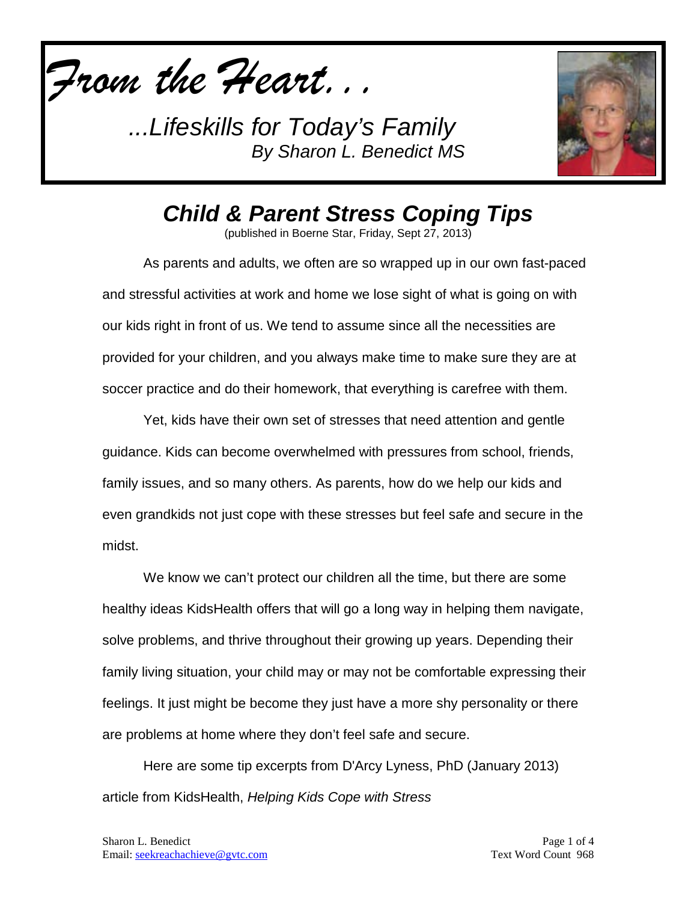*From the Heart...*

*...Lifeskills for Today's Family*
*By Sharon L. Benedict MS*

# *Child & Parent Stress Coping Tips*

(published in Boerne Star, Friday, Sept 27, 2013)

As parents and adults, we often are so wrapped up in our own fast-paced and stressful activities at work and home we lose sight of what is going on with our kids right in front of us. We tend to assume since all the necessities are provided for your children, and you always make time to make sure they are at soccer practice and do their homework, that everything is carefree with them.

Yet, kids have their own set of stresses that need attention and gentle guidance. Kids can become overwhelmed with pressures from school, friends, family issues, and so many others. As parents, how do we help our kids and even grandkids not just cope with these stresses but feel safe and secure in the midst.

We know we can't protect our children all the time, but there are some healthy ideas KidsHealth offers that will go a long way in helping them navigate, solve problems, and thrive throughout their growing up years. Depending their family living situation, your child may or may not be comfortable expressing their feelings. It just might be become they just have a more shy personality or there are problems at home where they don't feel safe and secure.

Here are some tip excerpts from D'Arcy Lyness, PhD (January 2013) article from KidsHealth, *Helping Kids Cope with Stress*

Sharon L. Benedict
Email: seekreachachieve@gvtc.com

Text Word Count 968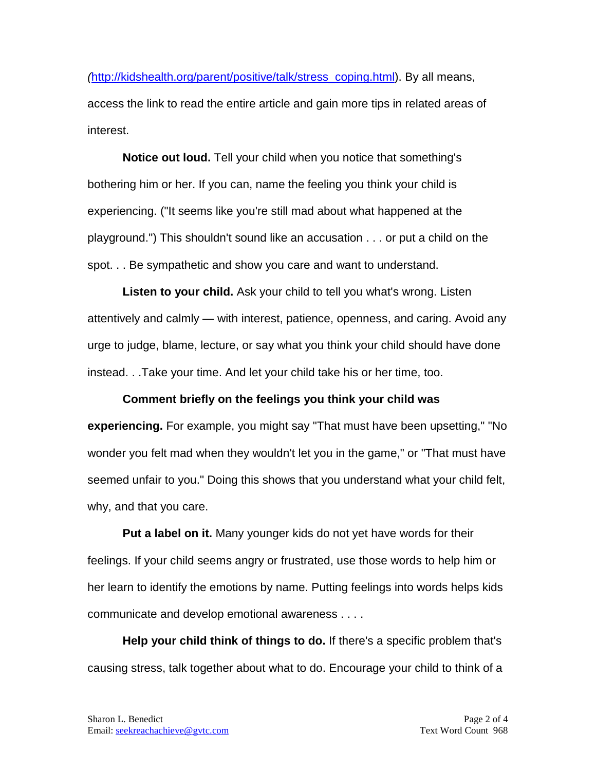(http://kidshealth.org/parent/positive/talk/stress_coping.html). By all means, access the link to read the entire article and gain more tips in related areas of interest.

**Notice out loud.** Tell your child when you notice that something's bothering him or her. If you can, name the feeling you think your child is experiencing. ("It seems like you're still mad about what happened at the playground.") This shouldn't sound like an accusation . . . or put a child on the spot. . . Be sympathetic and show you care and want to understand.

**Listen to your child.** Ask your child to tell you what's wrong. Listen attentively and calmly — with interest, patience, openness, and caring. Avoid any urge to judge, blame, lecture, or say what you think your child should have done instead. . .Take your time. And let your child take his or her time, too.

**Comment briefly on the feelings you think your child was experiencing.** For example, you might say "That must have been upsetting," "No wonder you felt mad when they wouldn't let you in the game," or "That must have seemed unfair to you." Doing this shows that you understand what your child felt, why, and that you care.

**Put a label on it.** Many younger kids do not yet have words for their feelings. If your child seems angry or frustrated, use those words to help him or her learn to identify the emotions by name. Putting feelings into words helps kids communicate and develop emotional awareness . . . .

**Help your child think of things to do.** If there's a specific problem that's causing stress, talk together about what to do. Encourage your child to think of a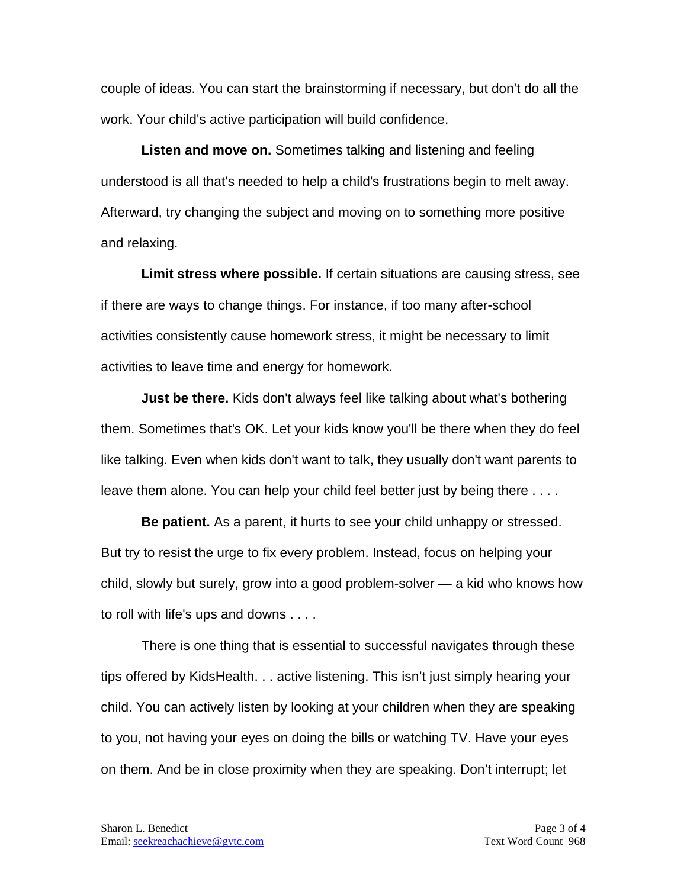couple of ideas. You can start the brainstorming if necessary, but don't do all the work. Your child's active participation will build confidence.

**Listen and move on.** Sometimes talking and listening and feeling understood is all that's needed to help a child's frustrations begin to melt away. Afterward, try changing the subject and moving on to something more positive and relaxing.

**Limit stress where possible.** If certain situations are causing stress, see if there are ways to change things. For instance, if too many after-school activities consistently cause homework stress, it might be necessary to limit activities to leave time and energy for homework.

**Just be there.** Kids don't always feel like talking about what's bothering them. Sometimes that's OK. Let your kids know you'll be there when they do feel like talking. Even when kids don't want to talk, they usually don't want parents to leave them alone. You can help your child feel better just by being there . . . .

**Be patient.** As a parent, it hurts to see your child unhappy or stressed. But try to resist the urge to fix every problem. Instead, focus on helping your child, slowly but surely, grow into a good problem-solver — a kid who knows how to roll with life's ups and downs . . . .

There is one thing that is essential to successful navigates through these tips offered by KidsHealth. . . active listening. This isn't just simply hearing your child. You can actively listen by looking at your children when they are speaking to you, not having your eyes on doing the bills or watching TV. Have your eyes on them. And be in close proximity when they are speaking. Don't interrupt; let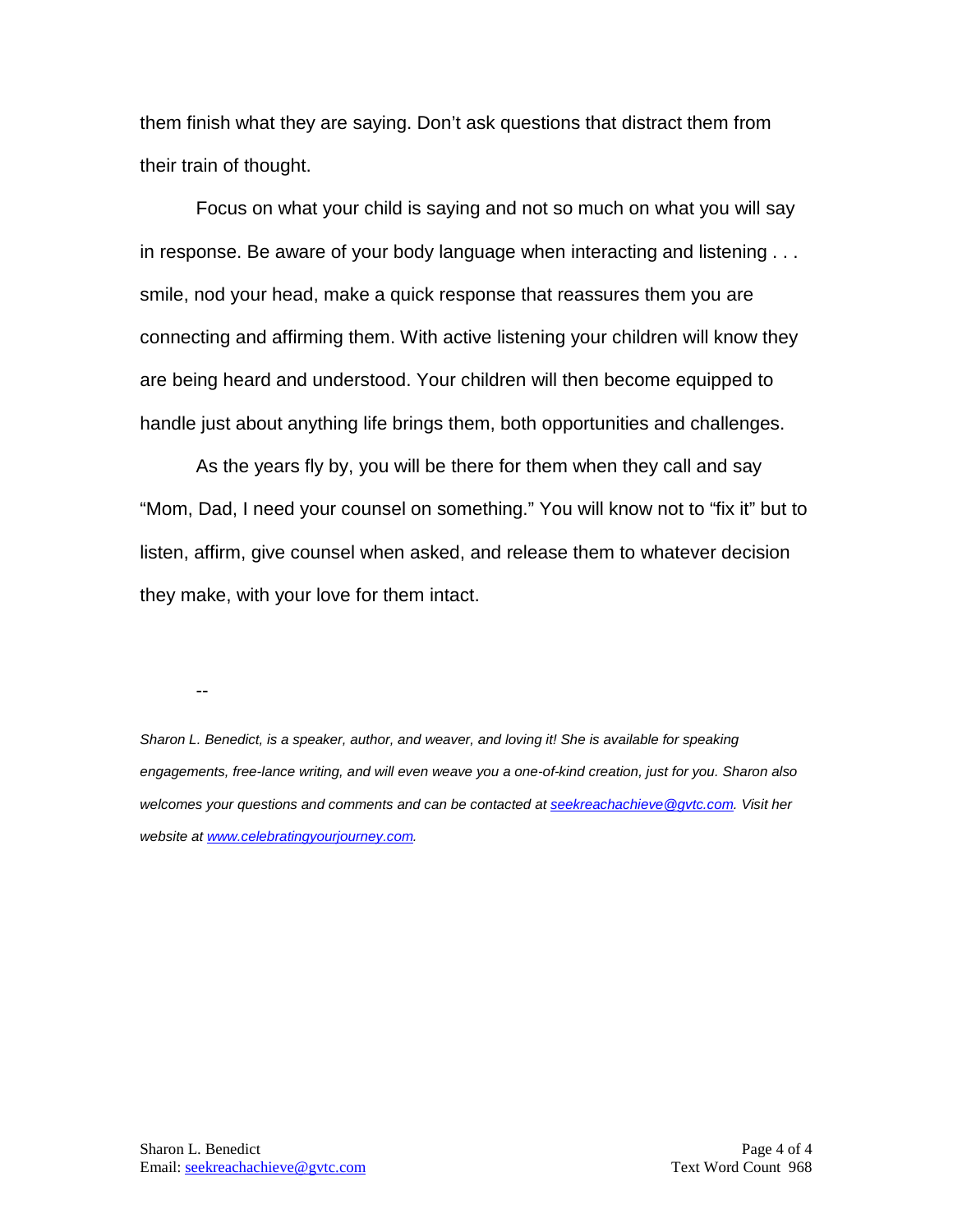them finish what they are saying. Don't ask questions that distract them from their train of thought.

Focus on what your child is saying and not so much on what you will say in response. Be aware of your body language when interacting and listening . . . smile, nod your head, make a quick response that reassures them you are connecting and affirming them. With active listening your children will know they are being heard and understood. Your children will then become equipped to handle just about anything life brings them, both opportunities and challenges.

As the years fly by, you will be there for them when they call and say "Mom, Dad, I need your counsel on something." You will know not to "fix it" but to listen, affirm, give counsel when asked, and release them to whatever decision they make, with your love for them intact.

--

*Sharon L. Benedict, is a speaker, author, and weaver, and loving it! She is available for speaking engagements, free-lance writing, and will even weave you a one-of-kind creation, just for you. Sharon also welcomes your questions and comments and can be contacted at [seekreachachieve@gvtc.com](mailto:seekreachachieve@gvtc.com). Visit her website at [www.celebratingyourjourney.com](http://www.celebratingyourjourney.com).*